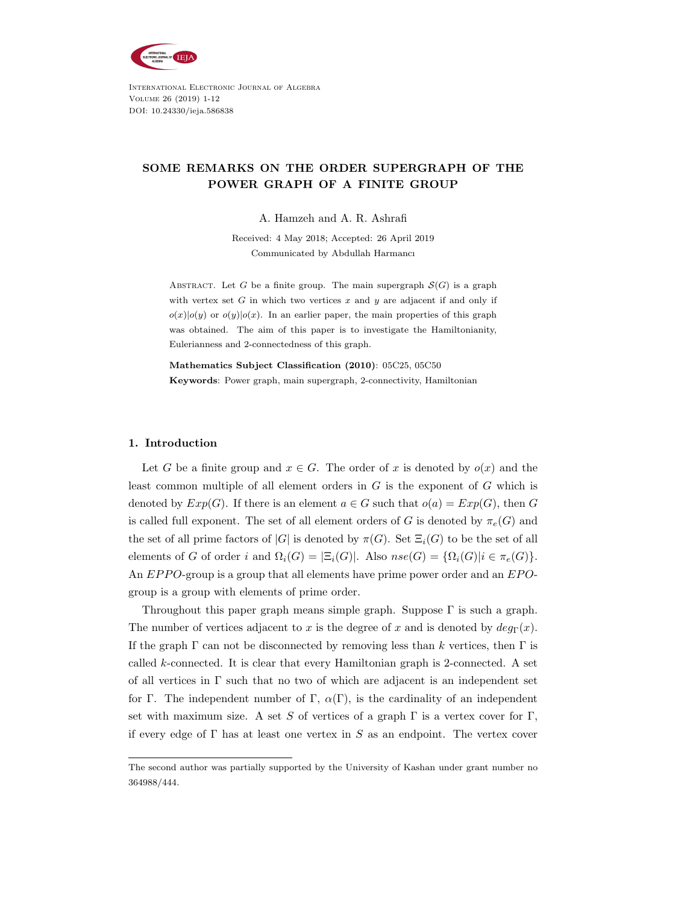# SOME REMARKS ON THE ORDER SUPERGRAPH OF THE POWER GRAPH OF A FINITE GROUP

A. Hamzeh and A. R. Ashrafi

Received: 4 May 2018; Accepted: 26 April 2019

Communicated by Abdullah Harmancı

Abstract. Let $G$ be a finite group. The main supergraph $\mathcal{S}(G)$ is a graph with vertex set $G$ in which two vertices $x$ and $y$ are adjacent if and only if $o(x)|o(y)$ or $o(y)|o(x)$. In an earlier paper, the main properties of this graph was obtained. The aim of this paper is to investigate the Hamiltonianity, Eulerianness and 2-connectedness of this graph.

**Mathematics Subject Classification (2010)**: 05C25, 05C50

**Keywords**: Power graph, main supergraph, 2-connectivity, Hamiltonian

## 1. Introduction

Let $G$ be a finite group and $x \in G$. The order of $x$ is denoted by $o(x)$ and the least common multiple of all element orders in $G$ is the exponent of $G$ which is denoted by $Exp(G)$. If there is an element $a \in G$ such that $o(a) = Exp(G)$, then $G$ is called full exponent. The set of all element orders of $G$ is denoted by $\pi_e(G)$ and the set of all prime factors of $|G|$ is denoted by $\pi(G)$. Set $\Xi_i(G)$ to be the set of all elements of $G$ of order $i$ and $\Omega_i(G) = |\Xi_i(G)|$. Also $nse(G) = \{\Omega_i(G) | i \in \pi_e(G)\}$. An *EPPO*-group is a group that all elements have prime power order and an *EPO*-group is a group with elements of prime order.

Throughout this paper graph means simple graph. Suppose $\Gamma$ is such a graph. The number of vertices adjacent to $x$ is the degree of $x$ and is denoted by $deg_\Gamma(x)$. If the graph $\Gamma$ can not be disconnected by removing less than $k$ vertices, then $\Gamma$ is called $k$-connected. It is clear that every Hamiltonian graph is 2-connected. A set of all vertices in $\Gamma$ such that no two of which are adjacent is an independent set for $\Gamma$. The independent number of $\Gamma$, $\alpha(\Gamma)$, is the cardinality of an independent set with maximum size. A set $S$ of vertices of a graph $\Gamma$ is a vertex cover for $\Gamma$, if every edge of $\Gamma$ has at least one vertex in $S$ as an endpoint. The vertex cover

The second author was partially supported by the University of Kashan under grant number no 364988/444.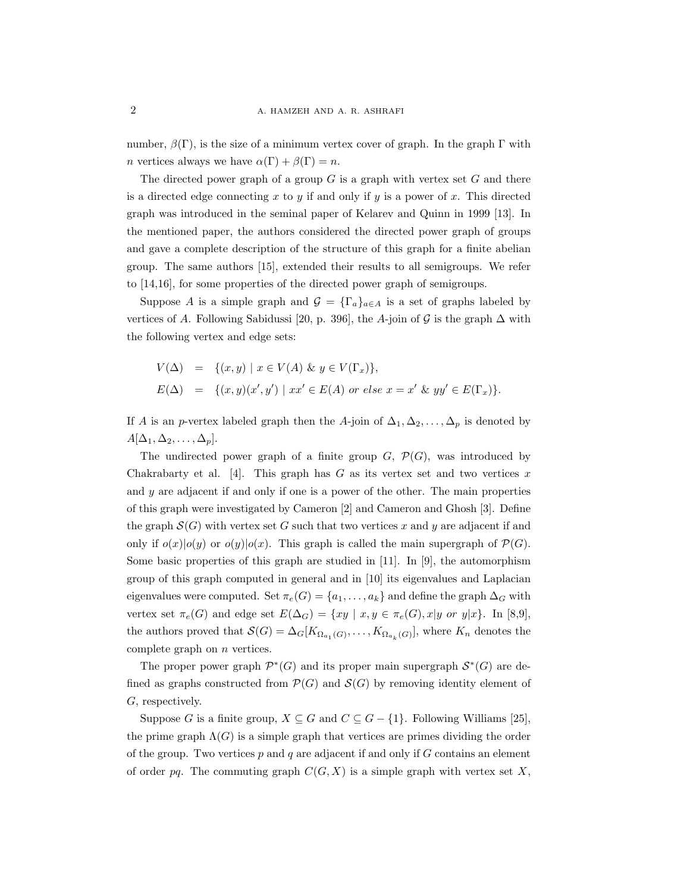number, $\beta(\Gamma)$, is the size of a minimum vertex cover of graph. In the graph $\Gamma$ with $n$ vertices always we have $\alpha(\Gamma) + \beta(\Gamma) = n$.

The directed power graph of a group $G$ is a graph with vertex set $G$ and there is a directed edge connecting $x$ to $y$ if and only if $y$ is a power of $x$. This directed graph was introduced in the seminal paper of Kelarev and Quinn in 1999 [13]. In the mentioned paper, the authors considered the directed power graph of groups and gave a complete description of the structure of this graph for a finite abelian group. The same authors [15], extended their results to all semigroups. We refer to [14,16], for some properties of the directed power graph of semigroups.

Suppose $A$ is a simple graph and $\mathcal{G} = \{\Gamma_a\}_{a \in A}$ is a set of graphs labeled by vertices of $A$. Following Sabidussi [20, p. 396], the $A$-join of $\mathcal{G}$ is the graph $\Delta$ with the following vertex and edge sets:

$$
\begin{aligned}
V(\Delta) &= \{(x, y) \mid x \in V(A) \ \& \ y \in V(\Gamma_x)\}, \\
E(\Delta) &= \{(x, y)(x', y') \mid xx' \in E(A) \ \textit{or else} \ x = x' \ \& \ yy' \in E(\Gamma_x)\}.
\end{aligned}
$$

If $A$ is an $p$-vertex labeled graph then the $A$-join of $\Delta_1, \Delta_2, \ldots, \Delta_p$ is denoted by $A[\Delta_1, \Delta_2, \ldots, \Delta_p]$.

The undirected power graph of a finite group $G$, $\mathcal{P}(G)$, was introduced by Chakrabarty et al. [4]. This graph has $G$ as its vertex set and two vertices $x$ and $y$ are adjacent if and only if one is a power of the other. The main properties of this graph were investigated by Cameron [2] and Cameron and Ghosh [3]. Define the graph $\mathcal{S}(G)$ with vertex set $G$ such that two vertices $x$ and $y$ are adjacent if and only if $o(x)|o(y)$ or $o(y)|o(x)$. This graph is called the main supergraph of $\mathcal{P}(G)$. Some basic properties of this graph are studied in [11]. In [9], the automorphism group of this graph computed in general and in [10] its eigenvalues and Laplacian eigenvalues were computed. Set $\pi_e(G) = \{a_1, \ldots, a_k\}$ and define the graph $\Delta_G$ with vertex set $\pi_e(G)$ and edge set $E(\Delta_G) = \{xy \mid x, y \in \pi_e(G), x|y \ \textit{or} \ y|x\}$. In [8,9], the authors proved that $\mathcal{S}(G) = \Delta_G[K_{\Omega_{a_1}(G)}, \ldots, K_{\Omega_{a_k}(G)}]$, where $K_n$ denotes the complete graph on $n$ vertices.

The proper power graph $\mathcal{P}^*(G)$ and its proper main supergraph $\mathcal{S}^*(G)$ are defined as graphs constructed from $\mathcal{P}(G)$ and $\mathcal{S}(G)$ by removing identity element of $G$, respectively.

Suppose $G$ is a finite group, $X \subseteq G$ and $C \subseteq G - \{1\}$. Following Williams [25], the prime graph $\Lambda(G)$ is a simple graph that vertices are primes dividing the order of the group. Two vertices $p$ and $q$ are adjacent if and only if $G$ contains an element of order $pq$. The commuting graph $C(G, X)$ is a simple graph with vertex set $X$,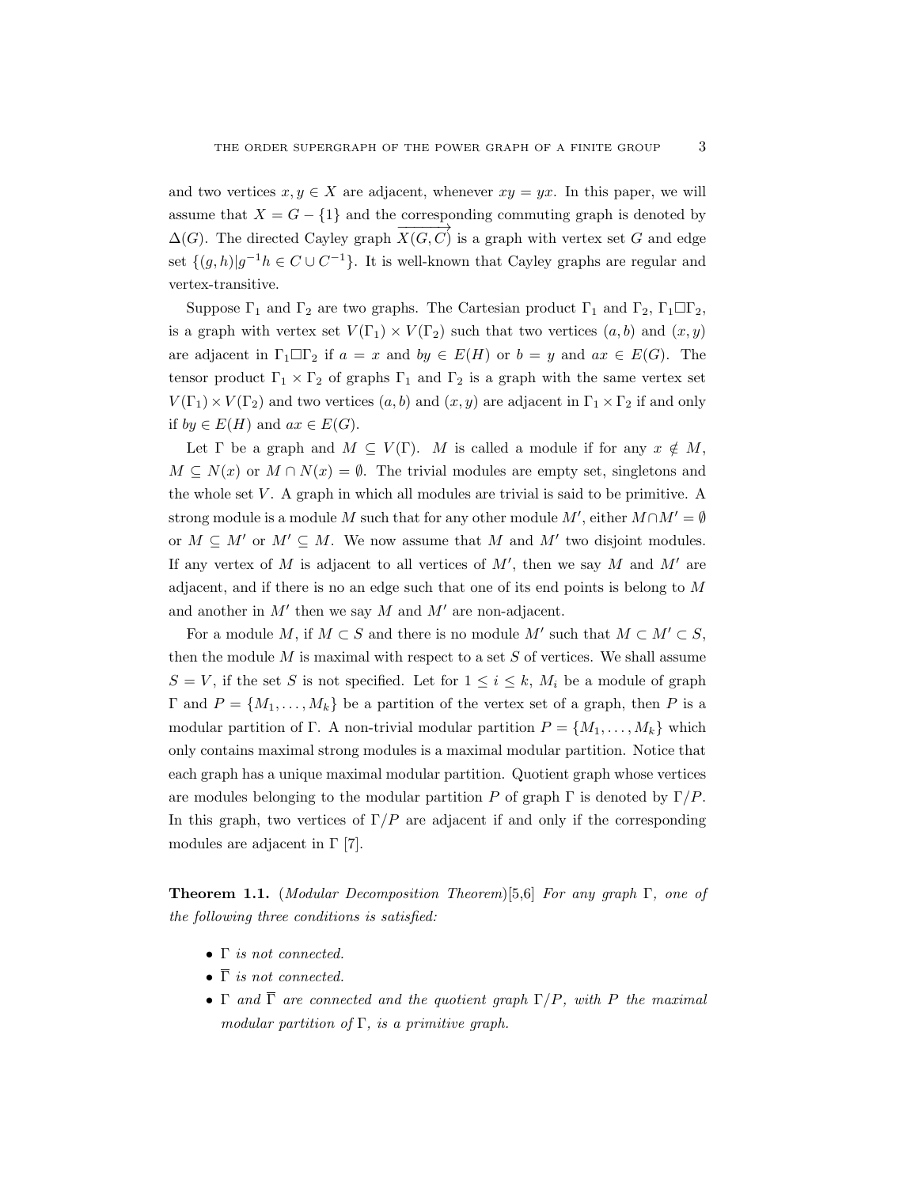and two vertices $x, y \in X$ are adjacent, whenever $xy = yx$. In this paper, we will assume that $X = G - \{1\}$ and the corresponding commuting graph is denoted by $\Delta(G)$. The directed Cayley graph $\overrightarrow{X(G,C)}$ is a graph with vertex set $G$ and edge set $\{(g,h) | g^{-1}h \in C \cup C^{-1}\}$. It is well-known that Cayley graphs are regular and vertex-transitive.

Suppose $\Gamma_1$ and $\Gamma_2$ are two graphs. The Cartesian product $\Gamma_1$ and $\Gamma_2$, $\Gamma_1 \Box \Gamma_2$, is a graph with vertex set $V(\Gamma_1) \times V(\Gamma_2)$ such that two vertices $(a, b)$ and $(x, y)$ are adjacent in $\Gamma_1 \Box \Gamma_2$ if $a = x$ and $by \in E(H)$ or $b = y$ and $ax \in E(G)$. The tensor product $\Gamma_1 \times \Gamma_2$ of graphs $\Gamma_1$ and $\Gamma_2$ is a graph with the same vertex set $V(\Gamma_1) \times V(\Gamma_2)$ and two vertices $(a, b)$ and $(x, y)$ are adjacent in $\Gamma_1 \times \Gamma_2$ if and only if $by \in E(H)$ and $ax \in E(G)$.

Let $\Gamma$ be a graph and $M \subseteq V(\Gamma)$. $M$ is called a module if for any $x \notin M$, $M \subseteq N(x)$ or $M \cap N(x) = \emptyset$. The trivial modules are empty set, singletons and the whole set $V$. A graph in which all modules are trivial is said to be primitive. A strong module is a module $M$ such that for any other module $M'$, either $M \cap M' = \emptyset$ or $M \subseteq M'$ or $M' \subseteq M$. We now assume that $M$ and $M'$ two disjoint modules. If any vertex of $M$ is adjacent to all vertices of $M'$, then we say $M$ and $M'$ are adjacent, and if there is no an edge such that one of its end points is belong to $M$ and another in $M'$ then we say $M$ and $M'$ are non-adjacent.

For a module $M$, if $M \subset S$ and there is no module $M'$ such that $M \subset M' \subset S$, then the module $M$ is maximal with respect to a set $S$ of vertices. We shall assume $S = V$, if the set $S$ is not specified. Let for $1 \leq i \leq k$, $M_i$ be a module of graph $\Gamma$ and $P = \{M_1, \ldots, M_k\}$ be a partition of the vertex set of a graph, then $P$ is a modular partition of $\Gamma$. A non-trivial modular partition $P = \{M_1, \ldots, M_k\}$ which only contains maximal strong modules is a maximal modular partition. Notice that each graph has a unique maximal modular partition. Quotient graph whose vertices are modules belonging to the modular partition $P$ of graph $\Gamma$ is denoted by $\Gamma/P$. In this graph, two vertices of $\Gamma/P$ are adjacent if and only if the corresponding modules are adjacent in $\Gamma$ [7].

**Theorem 1.1.** (*Modular Decomposition Theorem*)[5,6] *For any graph $\Gamma$, one of the following three conditions is satisfied:*

- *$\Gamma$ is not connected.*
- *$\overline{\Gamma}$ is not connected.*
- *$\Gamma$ and $\overline{\Gamma}$ are connected and the quotient graph $\Gamma/P$, with $P$ the maximal modular partition of $\Gamma$, is a primitive graph.*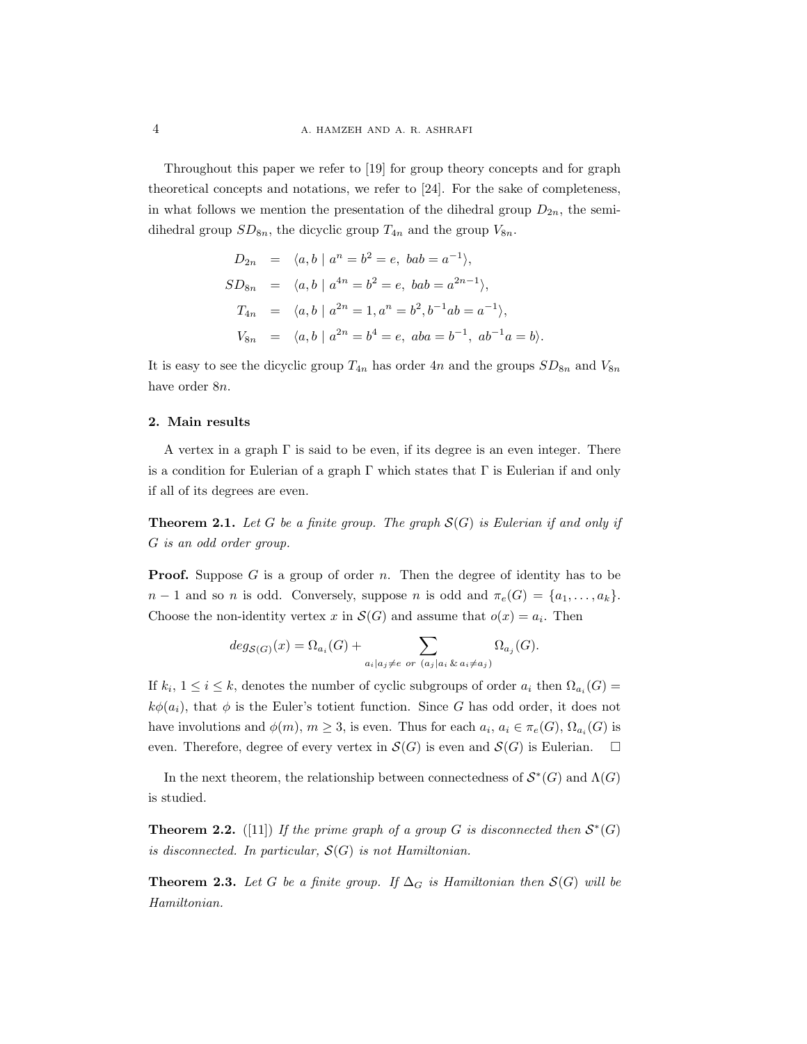Throughout this paper we refer to [19] for group theory concepts and for graph theoretical concepts and notations, we refer to [24]. For the sake of completeness, in what follows we mention the presentation of the dihedral group $D_{2n}$, the semi-dihedral group $SD_{8n}$, the dicyclic group $T_{4n}$ and the group $V_{8n}$.

$$\begin{aligned}
D_{2n} &= \langle a, b \mid a^n = b^2 = e,\ bab = a^{-1}\rangle, \\
SD_{8n} &= \langle a, b \mid a^{4n} = b^2 = e,\ bab = a^{2n-1}\rangle, \\
T_{4n} &= \langle a, b \mid a^{2n} = 1, a^n = b^2, b^{-1}ab = a^{-1}\rangle, \\
V_{8n} &= \langle a, b \mid a^{2n} = b^4 = e,\ aba = b^{-1},\ ab^{-1}a = b\rangle.
\end{aligned}$$

It is easy to see the dicyclic group $T_{4n}$ has order $4n$ and the groups $SD_{8n}$ and $V_{8n}$ have order $8n$.

## 2. Main results

A vertex in a graph $\Gamma$ is said to be even, if its degree is an even integer. There is a condition for Eulerian of a graph $\Gamma$ which states that $\Gamma$ is Eulerian if and only if all of its degrees are even.

**Theorem 2.1.** *Let $G$ be a finite group. The graph $\mathcal{S}(G)$ is Eulerian if and only if $G$ is an odd order group.*

**Proof.** Suppose $G$ is a group of order $n$. Then the degree of identity has to be $n-1$ and so $n$ is odd. Conversely, suppose $n$ is odd and $\pi_e(G) = \{a_1, \ldots, a_k\}$. Choose the non-identity vertex $x$ in $\mathcal{S}(G)$ and assume that $o(x) = a_i$. Then

$$deg_{\mathcal{S}(G)}(x) = \Omega_{a_i}(G) + \sum_{a_i|a_j \neq e \ or \ (a_j|a_i \ \& \ a_i \neq a_j)} \Omega_{a_j}(G).$$

If $k_i$, $1 \leq i \leq k$, denotes the number of cyclic subgroups of order $a_i$ then $\Omega_{a_i}(G) = k\phi(a_i)$, that $\phi$ is the Euler's totient function. Since $G$ has odd order, it does not have involutions and $\phi(m)$, $m \geq 3$, is even. Thus for each $a_i$, $a_i \in \pi_e(G)$, $\Omega_{a_i}(G)$ is even. Therefore, degree of every vertex in $\mathcal{S}(G)$ is even and $\mathcal{S}(G)$ is Eulerian. $\square$

In the next theorem, the relationship between connectedness of $\mathcal{S}^*(G)$ and $\Lambda(G)$ is studied.

**Theorem 2.2.** ([11]) *If the prime graph of a group $G$ is disconnected then $\mathcal{S}^*(G)$ is disconnected. In particular, $\mathcal{S}(G)$ is not Hamiltonian.*

**Theorem 2.3.** *Let $G$ be a finite group. If $\Delta_G$ is Hamiltonian then $\mathcal{S}(G)$ will be Hamiltonian.*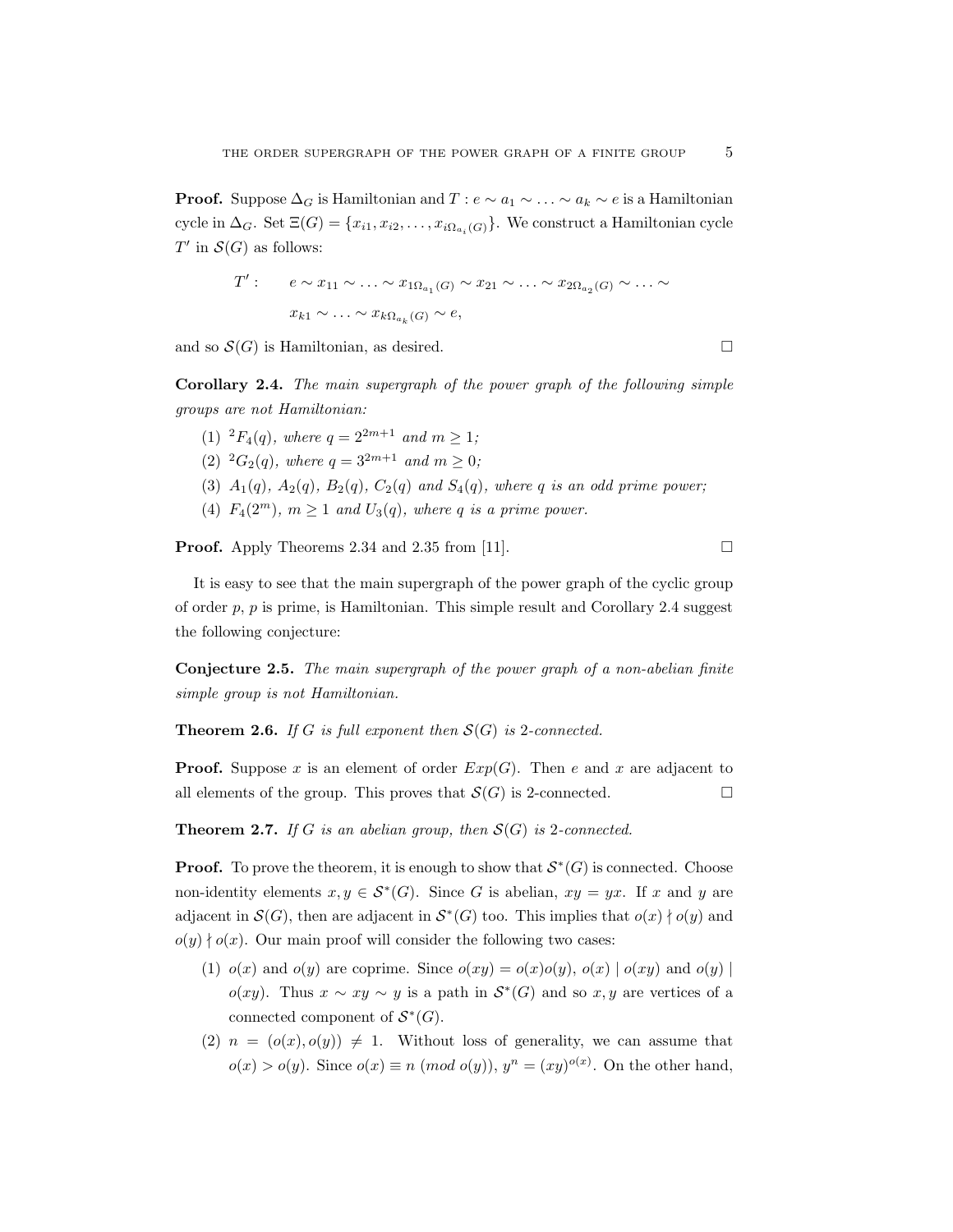**Proof.** Suppose $\Delta_G$ is Hamiltonian and $T: e \sim a_1 \sim \ldots \sim a_k \sim e$ is a Hamiltonian cycle in $\Delta_G$. Set $\Xi(G) = \{x_{i1}, x_{i2}, \ldots, x_{i\Omega_{a_i}(G)}\}$. We construct a Hamiltonian cycle $T'$ in $\mathcal{S}(G)$ as follows:

$$T': \quad e \sim x_{11} \sim \ldots \sim x_{1\Omega_{a_1}(G)} \sim x_{21} \sim \ldots \sim x_{2\Omega_{a_2}(G)} \sim \ldots \sim x_{k1} \sim \ldots \sim x_{k\Omega_{a_k}(G)} \sim e,$$

and so $\mathcal{S}(G)$ is Hamiltonian, as desired. □

**Corollary 2.4.** *The main supergraph of the power graph of the following simple groups are not Hamiltonian:*

1. ${}^2F_4(q)$*, where* $q = 2^{2m+1}$ *and* $m \geq 1$*;*
2. ${}^2G_2(q)$*, where* $q = 3^{2m+1}$ *and* $m \geq 0$*;*
3. $A_1(q)$*,* $A_2(q)$*,* $B_2(q)$*,* $C_2(q)$ *and* $S_4(q)$*, where* $q$ *is an odd prime power;*
4. $F_4(2^m)$*,* $m \geq 1$ *and* $U_3(q)$*, where* $q$ *is a prime power.*

**Proof.** Apply Theorems 2.34 and 2.35 from [11]. □

It is easy to see that the main supergraph of the power graph of the cyclic group of order $p$, $p$ is prime, is Hamiltonian. This simple result and Corollary 2.4 suggest the following conjecture:

**Conjecture 2.5.** *The main supergraph of the power graph of a non-abelian finite simple group is not Hamiltonian.*

**Theorem 2.6.** *If* $G$ *is full exponent then* $\mathcal{S}(G)$ *is 2-connected.*

**Proof.** Suppose $x$ is an element of order $Exp(G)$. Then $e$ and $x$ are adjacent to all elements of the group. This proves that $\mathcal{S}(G)$ is 2-connected. □

**Theorem 2.7.** *If* $G$ *is an abelian group, then* $\mathcal{S}(G)$ *is 2-connected.*

**Proof.** To prove the theorem, it is enough to show that $\mathcal{S}^*(G)$ is connected. Choose non-identity elements $x, y \in \mathcal{S}^*(G)$. Since $G$ is abelian, $xy = yx$. If $x$ and $y$ are adjacent in $\mathcal{S}(G)$, then are adjacent in $\mathcal{S}^*(G)$ too. This implies that $o(x) \nmid o(y)$ and $o(y) \nmid o(x)$. Our main proof will consider the following two cases:

1. $o(x)$ and $o(y)$ are coprime. Since $o(xy) = o(x)o(y)$, $o(x) \mid o(xy)$ and $o(y) \mid o(xy)$. Thus $x \sim xy \sim y$ is a path in $\mathcal{S}^*(G)$ and so $x, y$ are vertices of a connected component of $\mathcal{S}^*(G)$.
2. $n = (o(x), o(y)) \neq 1$. Without loss of generality, we can assume that $o(x) > o(y)$. Since $o(x) \equiv n \ (mod\ o(y))$, $y^n = (xy)^{o(x)}$. On the other hand,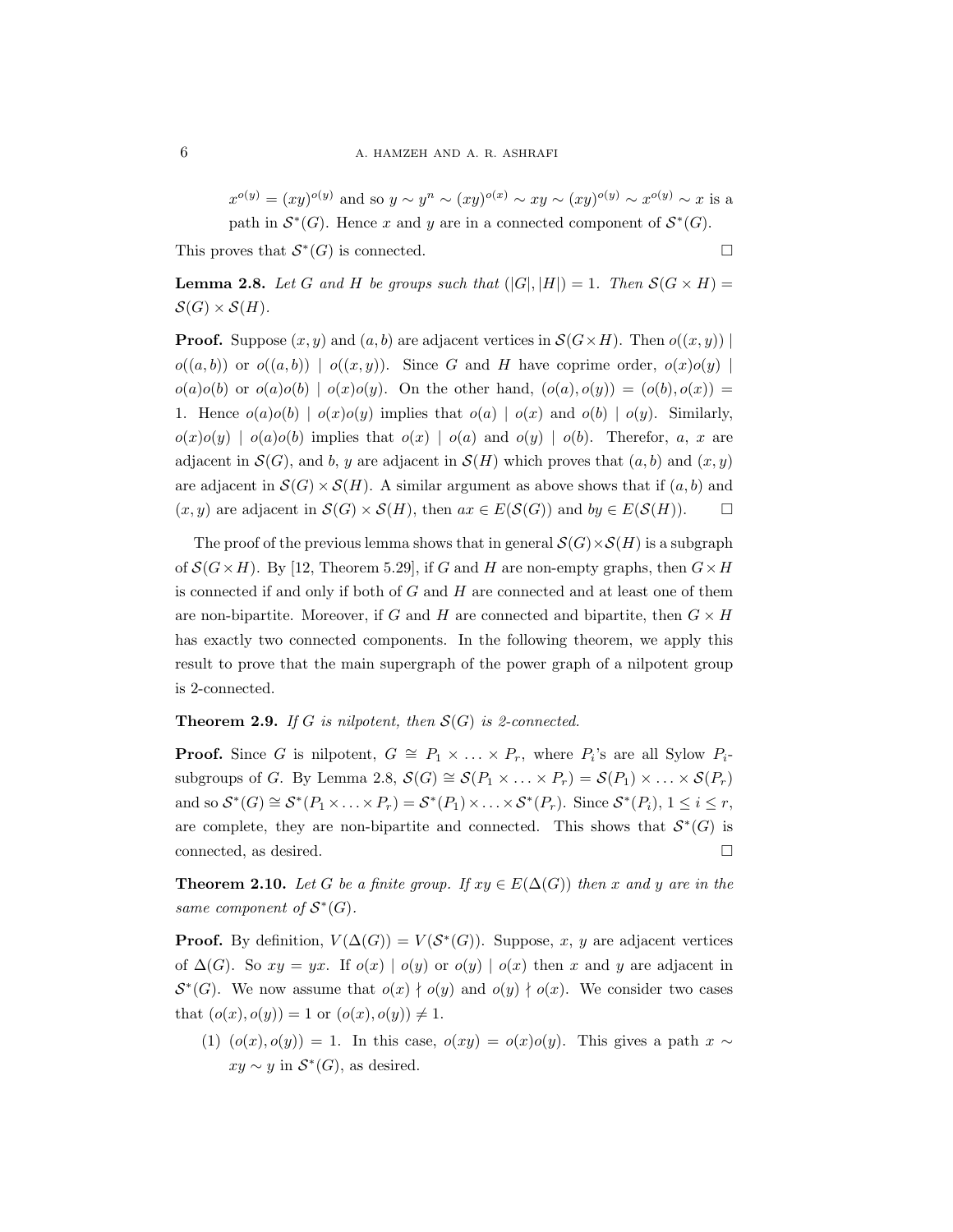$x^{o(y)} = (xy)^{o(y)}$ and so $y \sim y^n \sim (xy)^{o(x)} \sim xy \sim (xy)^{o(y)} \sim x^{o(y)} \sim x$ is a path in $\mathcal{S}^*(G)$. Hence $x$ and $y$ are in a connected component of $\mathcal{S}^*(G)$.

This proves that $\mathcal{S}^*(G)$ is connected. $\square$

**Lemma 2.8.** *Let $G$ and $H$ be groups such that $(|G|, |H|) = 1$. Then $\mathcal{S}(G \times H) = \mathcal{S}(G) \times \mathcal{S}(H)$.*

**Proof.** Suppose $(x, y)$ and $(a, b)$ are adjacent vertices in $\mathcal{S}(G \times H)$. Then $o((x, y)) \mid o((a, b))$ or $o((a, b)) \mid o((x, y))$. Since $G$ and $H$ have coprime order, $o(x)o(y) \mid o(a)o(b)$ or $o(a)o(b) \mid o(x)o(y)$. On the other hand, $(o(a), o(y)) = (o(b), o(x)) = 1$. Hence $o(a)o(b) \mid o(x)o(y)$ implies that $o(a) \mid o(x)$ and $o(b) \mid o(y)$. Similarly, $o(x)o(y) \mid o(a)o(b)$ implies that $o(x) \mid o(a)$ and $o(y) \mid o(b)$. Therefor, $a$, $x$ are adjacent in $\mathcal{S}(G)$, and $b$, $y$ are adjacent in $\mathcal{S}(H)$ which proves that $(a, b)$ and $(x, y)$ are adjacent in $\mathcal{S}(G) \times \mathcal{S}(H)$. A similar argument as above shows that if $(a, b)$ and $(x, y)$ are adjacent in $\mathcal{S}(G) \times \mathcal{S}(H)$, then $ax \in E(\mathcal{S}(G))$ and $by \in E(\mathcal{S}(H))$. $\square$

The proof of the previous lemma shows that in general $\mathcal{S}(G) \times \mathcal{S}(H)$ is a subgraph of $\mathcal{S}(G \times H)$. By [12, Theorem 5.29], if $G$ and $H$ are non-empty graphs, then $G \times H$ is connected if and only if both of $G$ and $H$ are connected and at least one of them are non-bipartite. Moreover, if $G$ and $H$ are connected and bipartite, then $G \times H$ has exactly two connected components. In the following theorem, we apply this result to prove that the main supergraph of the power graph of a nilpotent group is 2-connected.

**Theorem 2.9.** *If $G$ is nilpotent, then $\mathcal{S}(G)$ is 2-connected.*

**Proof.** Since $G$ is nilpotent, $G \cong P_1 \times \ldots \times P_r$, where $P_i$'s are all Sylow $P_i$-subgroups of $G$. By Lemma 2.8, $\mathcal{S}(G) \cong \mathcal{S}(P_1 \times \ldots \times P_r) = \mathcal{S}(P_1) \times \ldots \times \mathcal{S}(P_r)$ and so $\mathcal{S}^*(G) \cong \mathcal{S}^*(P_1 \times \ldots \times P_r) = \mathcal{S}^*(P_1) \times \ldots \times \mathcal{S}^*(P_r)$. Since $\mathcal{S}^*(P_i)$, $1 \leq i \leq r$, are complete, they are non-bipartite and connected. This shows that $\mathcal{S}^*(G)$ is connected, as desired. $\square$

**Theorem 2.10.** *Let $G$ be a finite group. If $xy \in E(\Delta(G))$ then $x$ and $y$ are in the same component of $\mathcal{S}^*(G)$.*

**Proof.** By definition, $V(\Delta(G)) = V(\mathcal{S}^*(G))$. Suppose, $x$, $y$ are adjacent vertices of $\Delta(G)$. So $xy = yx$. If $o(x) \mid o(y)$ or $o(y) \mid o(x)$ then $x$ and $y$ are adjacent in $\mathcal{S}^*(G)$. We now assume that $o(x) \nmid o(y)$ and $o(y) \nmid o(x)$. We consider two cases that $(o(x), o(y)) = 1$ or $(o(x), o(y)) \neq 1$.

(1) $(o(x), o(y)) = 1$. In this case, $o(xy) = o(x)o(y)$. This gives a path $x \sim xy \sim y$ in $\mathcal{S}^*(G)$, as desired.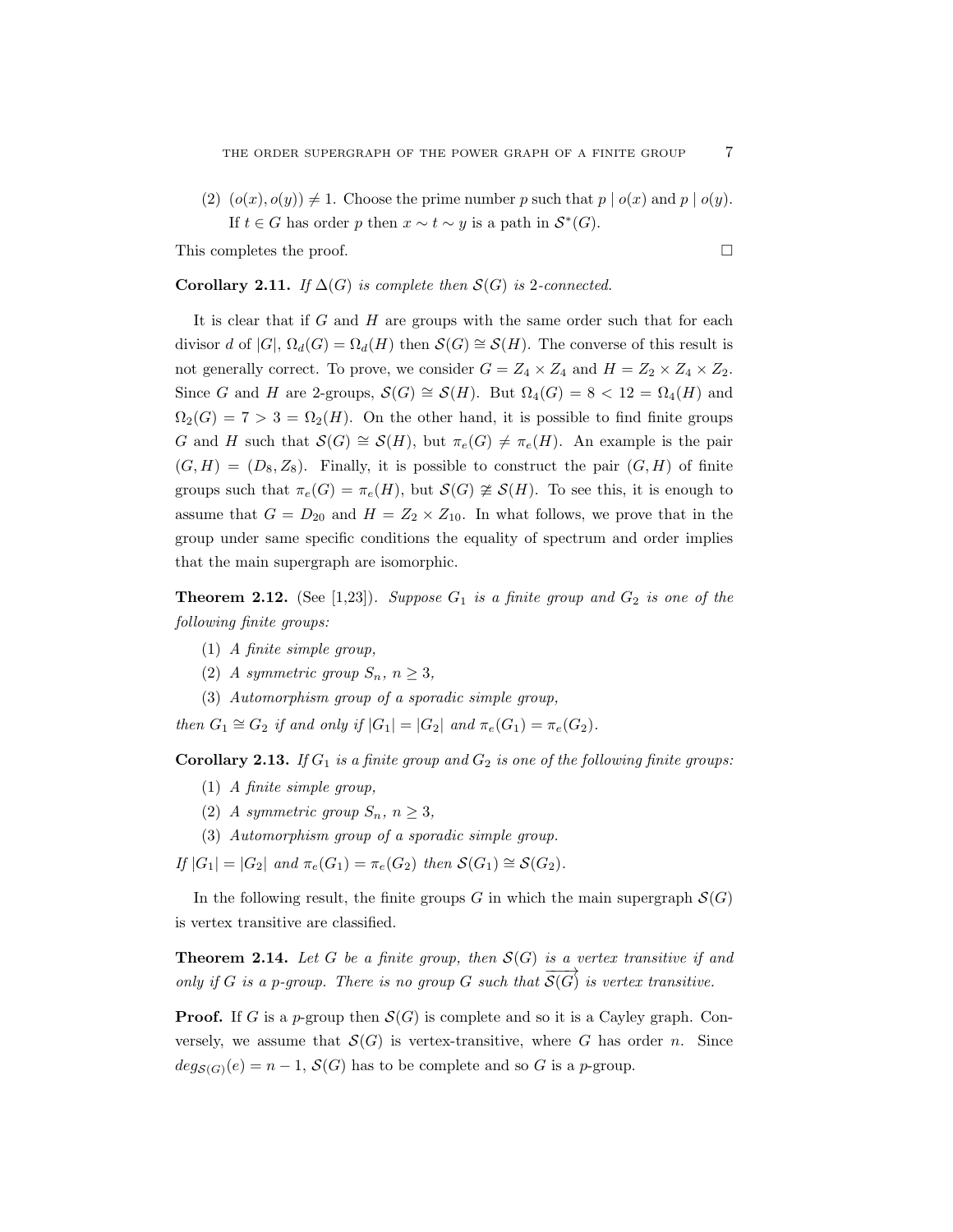(2) $(o(x), o(y)) \neq 1$. Choose the prime number $p$ such that $p \mid o(x)$ and $p \mid o(y)$. If $t \in G$ has order $p$ then $x \sim t \sim y$ is a path in $\mathcal{S}^*(G)$.

This completes the proof. $\square$

**Corollary 2.11.** *If $\Delta(G)$ is complete then $\mathcal{S}(G)$ is 2-connected.*

It is clear that if $G$ and $H$ are groups with the same order such that for each divisor $d$ of $|G|$, $\Omega_d(G) = \Omega_d(H)$ then $\mathcal{S}(G) \cong \mathcal{S}(H)$. The converse of this result is not generally correct. To prove, we consider $G = Z_4 \times Z_4$ and $H = Z_2 \times Z_4 \times Z_2$. Since $G$ and $H$ are 2-groups, $\mathcal{S}(G) \cong \mathcal{S}(H)$. But $\Omega_4(G) = 8 < 12 = \Omega_4(H)$ and $\Omega_2(G) = 7 > 3 = \Omega_2(H)$. On the other hand, it is possible to find finite groups $G$ and $H$ such that $\mathcal{S}(G) \cong \mathcal{S}(H)$, but $\pi_e(G) \neq \pi_e(H)$. An example is the pair $(G, H) = (D_8, Z_8)$. Finally, it is possible to construct the pair $(G, H)$ of finite groups such that $\pi_e(G) = \pi_e(H)$, but $\mathcal{S}(G) \ncong \mathcal{S}(H)$. To see this, it is enough to assume that $G = D_{20}$ and $H = Z_2 \times Z_{10}$. In what follows, we prove that in the group under same specific conditions the equality of spectrum and order implies that the main supergraph are isomorphic.

**Theorem 2.12.** (See [1,23]). *Suppose $G_1$ is a finite group and $G_2$ is one of the following finite groups:*

(1) *A finite simple group,*
(2) *A symmetric group $S_n$, $n \geq 3$,*
(3) *Automorphism group of a sporadic simple group,*

*then $G_1 \cong G_2$ if and only if $|G_1| = |G_2|$ and $\pi_e(G_1) = \pi_e(G_2)$.*

**Corollary 2.13.** *If $G_1$ is a finite group and $G_2$ is one of the following finite groups:*

(1) *A finite simple group,*
(2) *A symmetric group $S_n$, $n \geq 3$,*
(3) *Automorphism group of a sporadic simple group.*

*If $|G_1| = |G_2|$ and $\pi_e(G_1) = \pi_e(G_2)$ then $\mathcal{S}(G_1) \cong \mathcal{S}(G_2)$.*

In the following result, the finite groups $G$ in which the main supergraph $\mathcal{S}(G)$ is vertex transitive are classified.

**Theorem 2.14.** *Let $G$ be a finite group, then $\mathcal{S}(G)$ is a vertex transitive if and only if $G$ is a $p$-group. There is no group $G$ such that $\overrightarrow{\mathcal{S}(G)}$ is vertex transitive.*

**Proof.** If $G$ is a $p$-group then $\mathcal{S}(G)$ is complete and so it is a Cayley graph. Conversely, we assume that $\mathcal{S}(G)$ is vertex-transitive, where $G$ has order $n$. Since $deg_{\mathcal{S}(G)}(e) = n - 1$, $\mathcal{S}(G)$ has to be complete and so $G$ is a $p$-group.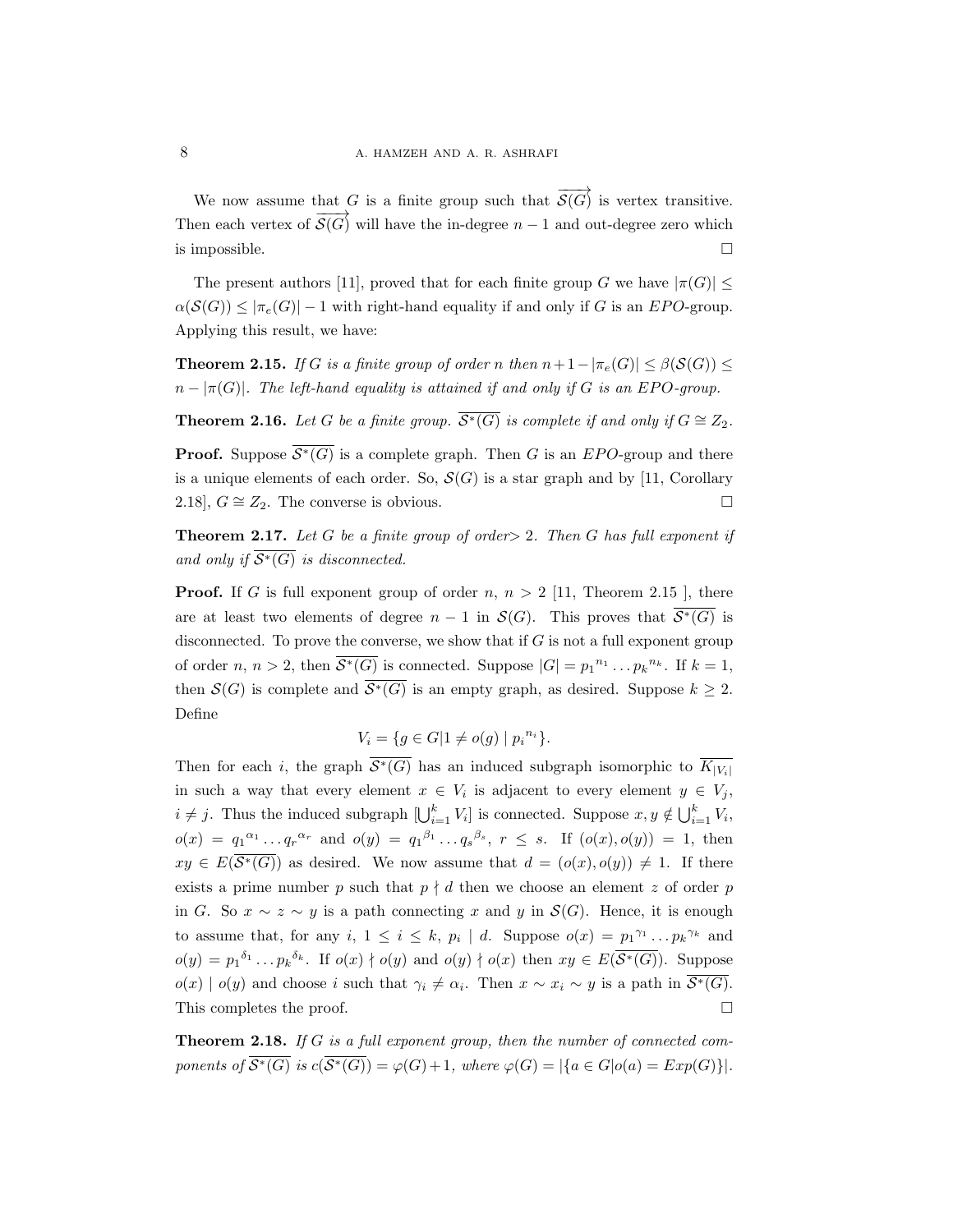We now assume that $G$ is a finite group such that $\overrightarrow{\mathcal{S}(G)}$ is vertex transitive. Then each vertex of $\overrightarrow{\mathcal{S}(G)}$ will have the in-degree $n-1$ and out-degree zero which is impossible. $\square$

The present authors [11], proved that for each finite group $G$ we have $|\pi(G)| \leq \alpha(\mathcal{S}(G)) \leq |\pi_e(G)| - 1$ with right-hand equality if and only if $G$ is an $EPO$-group. Applying this result, we have:

**Theorem 2.15.** *If $G$ is a finite group of order $n$ then $n+1-|\pi_e(G)| \leq \beta(\mathcal{S}(G)) \leq n - |\pi(G)|$. The left-hand equality is attained if and only if $G$ is an $EPO$-group.*

**Theorem 2.16.** *Let $G$ be a finite group. $\overline{\mathcal{S}^*(G)}$ is complete if and only if $G \cong Z_2$.*

**Proof.** Suppose $\overline{\mathcal{S}^*(G)}$ is a complete graph. Then $G$ is an $EPO$-group and there is a unique elements of each order. So, $\mathcal{S}(G)$ is a star graph and by [11, Corollary 2.18], $G \cong Z_2$. The converse is obvious. $\square$

**Theorem 2.17.** *Let $G$ be a finite group of order$>2$. Then $G$ has full exponent if and only if $\overline{\mathcal{S}^*(G)}$ is disconnected.*

**Proof.** If $G$ is full exponent group of order $n$, $n > 2$ [11, Theorem 2.15 ], there are at least two elements of degree $n-1$ in $\mathcal{S}(G)$. This proves that $\overline{\mathcal{S}^*(G)}$ is disconnected. To prove the converse, we show that if $G$ is not a full exponent group of order $n$, $n > 2$, then $\overline{\mathcal{S}^*(G)}$ is connected. Suppose $|G| = {p_1}^{n_1} \ldots {p_k}^{n_k}$. If $k = 1$, then $\mathcal{S}(G)$ is complete and $\overline{\mathcal{S}^*(G)}$ is an empty graph, as desired. Suppose $k \geq 2$. Define

$$V_i = \{g \in G | 1 \neq o(g) \mid {p_i}^{n_i}\}.$$

Then for each $i$, the graph $\overline{\mathcal{S}^*(G)}$ has an induced subgraph isomorphic to $\overline{K_{|V_i|}}$ in such a way that every element $x \in V_i$ is adjacent to every element $y \in V_j$, $i \neq j$. Thus the induced subgraph $[\bigcup_{i=1}^{k} V_i]$ is connected. Suppose $x, y \notin \bigcup_{i=1}^{k} V_i$, $o(x) = {q_1}^{\alpha_1} \ldots {q_r}^{\alpha_r}$ and $o(y) = {q_1}^{\beta_1} \ldots {q_s}^{\beta_s}$, $r \leq s$. If $(o(x), o(y)) = 1$, then $xy \in E(\overline{\mathcal{S}^*(G)})$ as desired. We now assume that $d = (o(x), o(y)) \neq 1$. If there exists a prime number $p$ such that $p \nmid d$ then we choose an element $z$ of order $p$ in $G$. So $x \sim z \sim y$ is a path connecting $x$ and $y$ in $\mathcal{S}(G)$. Hence, it is enough to assume that, for any $i$, $1 \leq i \leq k$, $p_i \mid d$. Suppose $o(x) = {p_1}^{\gamma_1} \ldots {p_k}^{\gamma_k}$ and $o(y) = {p_1}^{\delta_1} \ldots {p_k}^{\delta_k}$. If $o(x) \nmid o(y)$ and $o(y) \nmid o(x)$ then $xy \in E(\overline{\mathcal{S}^*(G)})$. Suppose $o(x) \mid o(y)$ and choose $i$ such that $\gamma_i \neq \alpha_i$. Then $x \sim x_i \sim y$ is a path in $\overline{\mathcal{S}^*(G)}$. This completes the proof. $\square$

**Theorem 2.18.** *If $G$ is a full exponent group, then the number of connected components of $\overline{\mathcal{S}^*(G)}$ is $c(\overline{\mathcal{S}^*(G)}) = \varphi(G) + 1$, where $\varphi(G) = |\{a \in G | o(a) = Exp(G)\}|$.*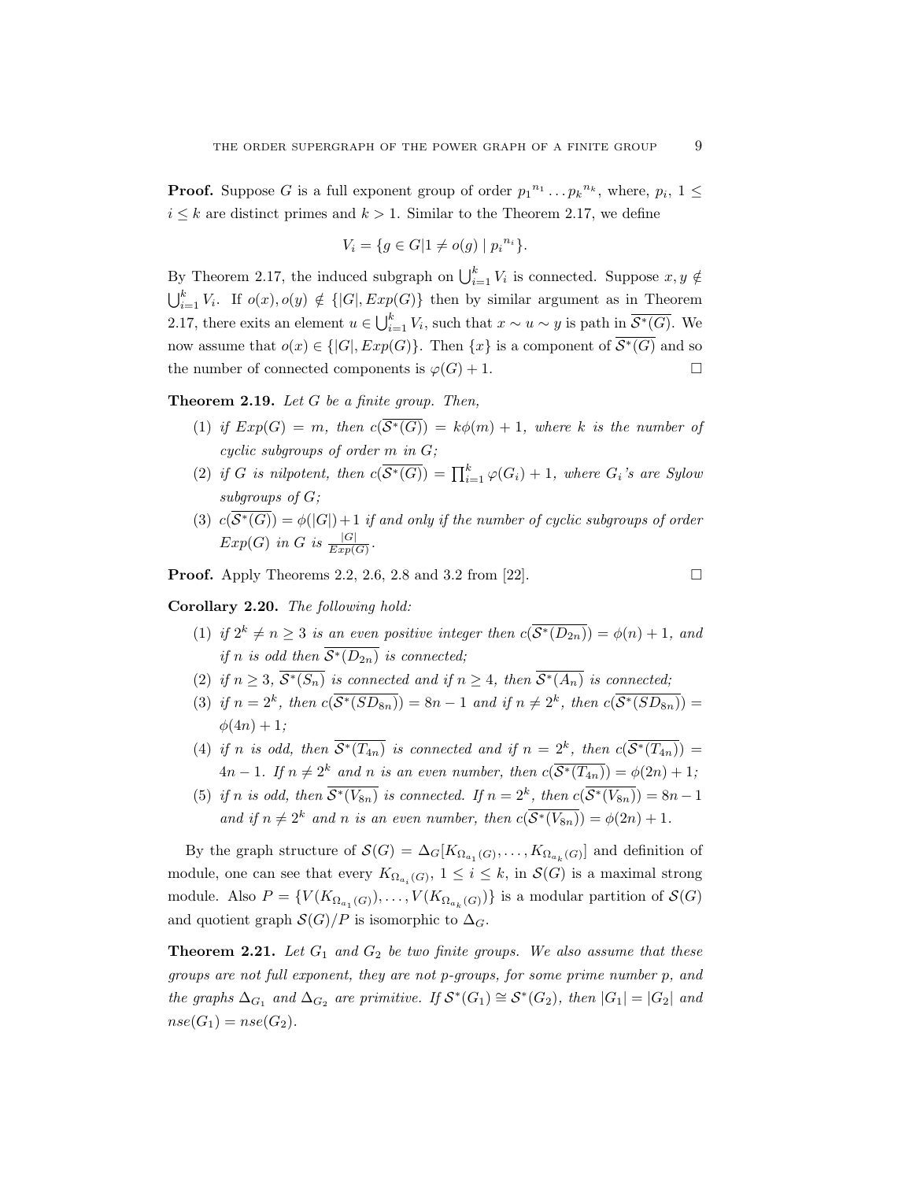**Proof.** Suppose $G$ is a full exponent group of order ${p_1}^{n_1} \dots {p_k}^{n_k}$, where, $p_i$, $1 \leq i \leq k$ are distinct primes and $k > 1$. Similar to the Theorem 2.17, we define

$$V_i = \{g \in G | 1 \neq o(g) \mid {p_i}^{n_i}\}.$$

By Theorem 2.17, the induced subgraph on $\bigcup_{i=1}^k V_i$ is connected. Suppose $x, y \notin \bigcup_{i=1}^k V_i$. If $o(x), o(y) \notin \{|G|, Exp(G)\}$ then by similar argument as in Theorem 2.17, there exits an element $u \in \bigcup_{i=1}^k V_i$, such that $x \sim u \sim y$ is path in $\overline{\mathcal{S}^*(G)}$. We now assume that $o(x) \in \{|G|, Exp(G)\}$. Then $\{x\}$ is a component of $\overline{\mathcal{S}^*(G)}$ and so the number of connected components is $\varphi(G) + 1$. $\square$

**Theorem 2.19.** *Let $G$ be a finite group. Then,*

1. *if $Exp(G) = m$, then $c(\overline{\mathcal{S}^*(G)}) = k\phi(m) + 1$, where $k$ is the number of cyclic subgroups of order $m$ in $G$;*
2. *if $G$ is nilpotent, then $c(\overline{\mathcal{S}^*(G)}) = \prod_{i=1}^k \varphi(G_i) + 1$, where $G_i$'s are Sylow subgroups of $G$;*
3. *$c(\overline{\mathcal{S}^*(G)}) = \phi(|G|) + 1$ if and only if the number of cyclic subgroups of order $Exp(G)$ in $G$ is $\frac{|G|}{Exp(G)}$.*

**Proof.** Apply Theorems 2.2, 2.6, 2.8 and 3.2 from [22]. $\square$

**Corollary 2.20.** *The following hold:*

1. *if $2^k \neq n \geq 3$ is an even positive integer then $c(\overline{\mathcal{S}^*(D_{2n})}) = \phi(n) + 1$, and if $n$ is odd then $\overline{\mathcal{S}^*(D_{2n})}$ is connected;*
2. *if $n \geq 3$, $\overline{\mathcal{S}^*(S_n)}$ is connected and if $n \geq 4$, then $\overline{\mathcal{S}^*(A_n)}$ is connected;*
3. *if $n = 2^k$, then $c(\overline{\mathcal{S}^*(SD_{8n})}) = 8n - 1$ and if $n \neq 2^k$, then $c(\overline{\mathcal{S}^*(SD_{8n})}) = \phi(4n) + 1$;*
4. *if $n$ is odd, then $\overline{\mathcal{S}^*(T_{4n})}$ is connected and if $n = 2^k$, then $c(\overline{\mathcal{S}^*(T_{4n})}) = 4n - 1$. If $n \neq 2^k$ and $n$ is an even number, then $c(\overline{\mathcal{S}^*(T_{4n})}) = \phi(2n) + 1$;*
5. *if $n$ is odd, then $\overline{\mathcal{S}^*(V_{8n})}$ is connected. If $n = 2^k$, then $c(\overline{\mathcal{S}^*(V_{8n})}) = 8n - 1$ and if $n \neq 2^k$ and $n$ is an even number, then $c(\overline{\mathcal{S}^*(V_{8n})}) = \phi(2n) + 1$.*

By the graph structure of $\mathcal{S}(G) = \Delta_G[K_{\Omega_{a_1}(G)}, \dots, K_{\Omega_{a_k}(G)}]$ and definition of module, one can see that every $K_{\Omega_{a_i}(G)}$, $1 \leq i \leq k$, in $\mathcal{S}(G)$ is a maximal strong module. Also $P = \{V(K_{\Omega_{a_1}(G)}), \dots, V(K_{\Omega_{a_k}(G)})\}$ is a modular partition of $\mathcal{S}(G)$ and quotient graph $\mathcal{S}(G)/P$ is isomorphic to $\Delta_G$.

**Theorem 2.21.** *Let $G_1$ and $G_2$ be two finite groups. We also assume that these groups are not full exponent, they are not $p$-groups, for some prime number $p$, and the graphs $\Delta_{G_1}$ and $\Delta_{G_2}$ are primitive. If $\mathcal{S}^*(G_1) \cong \mathcal{S}^*(G_2)$, then $|G_1| = |G_2|$ and $nse(G_1) = nse(G_2)$.*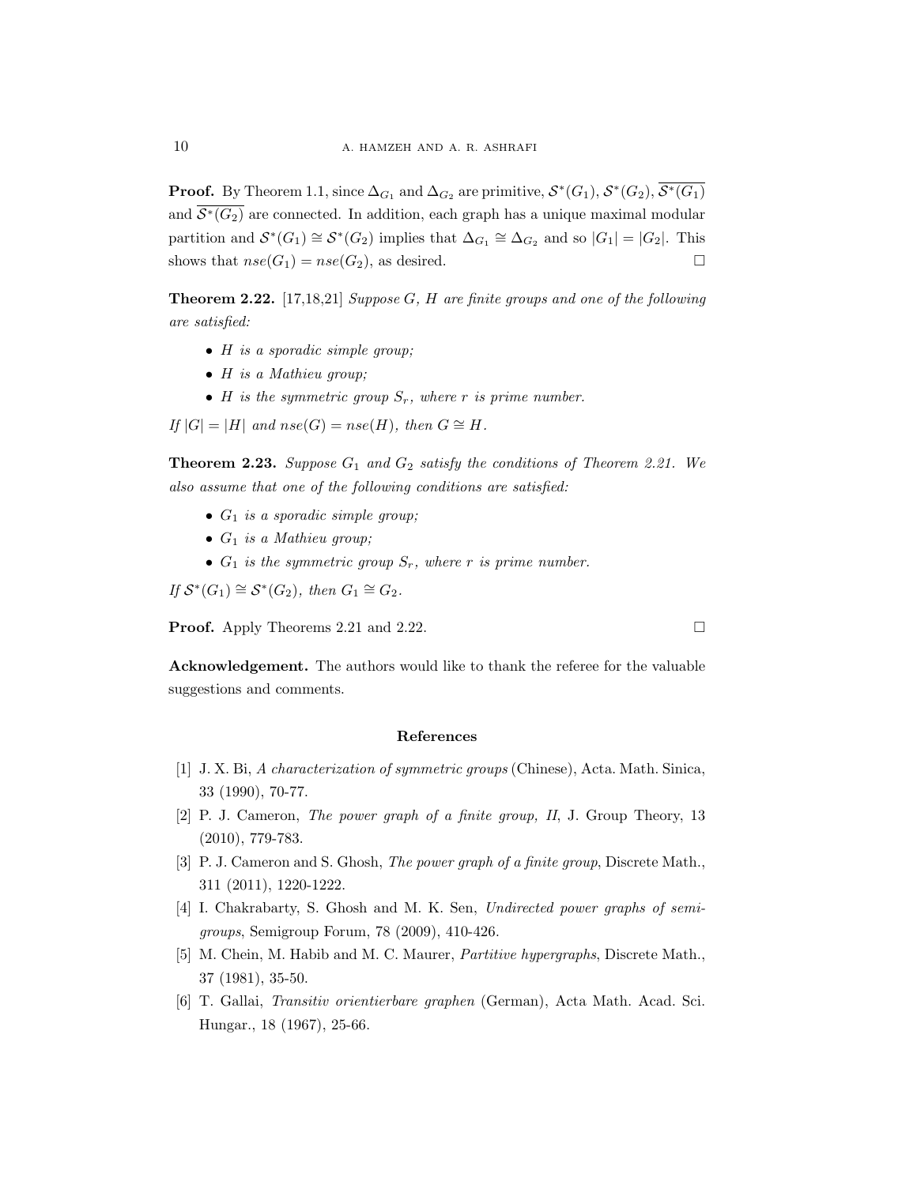**Proof.** By Theorem 1.1, since $\Delta_{G_1}$ and $\Delta_{G_2}$ are primitive, $\mathcal{S}^*(G_1)$, $\mathcal{S}^*(G_2)$, $\overline{\mathcal{S}^*(G_1)}$ and $\overline{\mathcal{S}^*(G_2)}$ are connected. In addition, each graph has a unique maximal modular partition and $\mathcal{S}^*(G_1) \cong \mathcal{S}^*(G_2)$ implies that $\Delta_{G_1} \cong \Delta_{G_2}$ and so $|G_1| = |G_2|$. This shows that $nse(G_1) = nse(G_2)$, as desired. □

**Theorem 2.22.** [17,18,21] *Suppose $G$, $H$ are finite groups and one of the following are satisfied:*

- *$H$ is a sporadic simple group;*
- *$H$ is a Mathieu group;*
- *$H$ is the symmetric group $S_r$, where $r$ is prime number.*

*If $|G| = |H|$ and $nse(G) = nse(H)$, then $G \cong H$.*

**Theorem 2.23.** *Suppose $G_1$ and $G_2$ satisfy the conditions of Theorem 2.21. We also assume that one of the following conditions are satisfied:*

- *$G_1$ is a sporadic simple group;*
- *$G_1$ is a Mathieu group;*
- *$G_1$ is the symmetric group $S_r$, where $r$ is prime number.*

*If $\mathcal{S}^*(G_1) \cong \mathcal{S}^*(G_2)$, then $G_1 \cong G_2$.*

**Proof.** Apply Theorems 2.21 and 2.22. □

**Acknowledgement.** The authors would like to thank the referee for the valuable suggestions and comments.

## References

[1] J. X. Bi, *A characterization of symmetric groups* (Chinese), Acta. Math. Sinica, 33 (1990), 70-77.

[2] P. J. Cameron, *The power graph of a finite group, II*, J. Group Theory, 13 (2010), 779-783.

[3] P. J. Cameron and S. Ghosh, *The power graph of a finite group*, Discrete Math., 311 (2011), 1220-1222.

[4] I. Chakrabarty, S. Ghosh and M. K. Sen, *Undirected power graphs of semigroups*, Semigroup Forum, 78 (2009), 410-426.

[5] M. Chein, M. Habib and M. C. Maurer, *Partitive hypergraphs*, Discrete Math., 37 (1981), 35-50.

[6] T. Gallai, *Transitiv orientierbare graphen* (German), Acta Math. Acad. Sci. Hungar., 18 (1967), 25-66.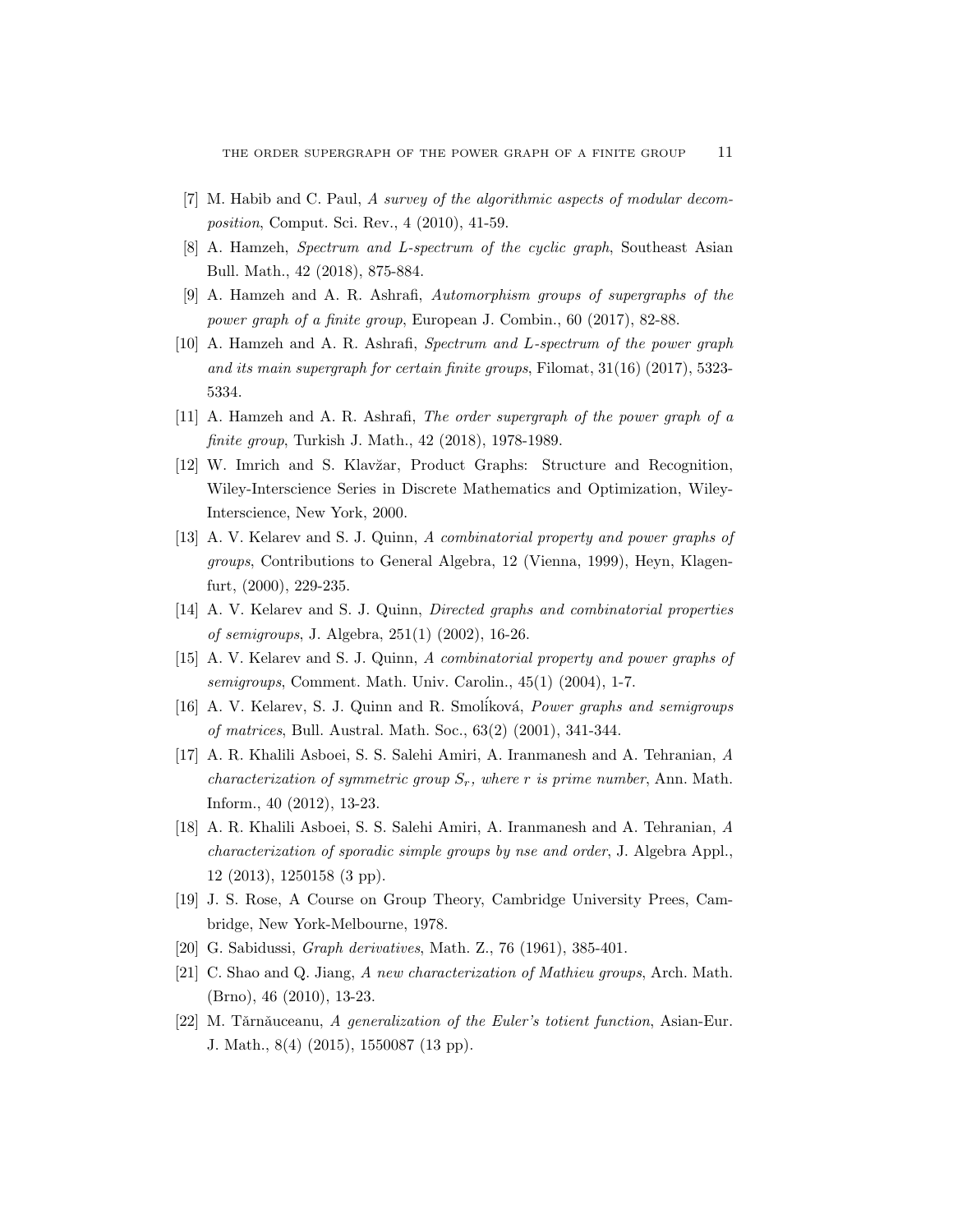[7] M. Habib and C. Paul, *A survey of the algorithmic aspects of modular decomposition*, Comput. Sci. Rev., 4 (2010), 41-59.

[8] A. Hamzeh, *Spectrum and L-spectrum of the cyclic graph*, Southeast Asian Bull. Math., 42 (2018), 875-884.

[9] A. Hamzeh and A. R. Ashrafi, *Automorphism groups of supergraphs of the power graph of a finite group*, European J. Combin., 60 (2017), 82-88.

[10] A. Hamzeh and A. R. Ashrafi, *Spectrum and L-spectrum of the power graph and its main supergraph for certain finite groups*, Filomat, 31(16) (2017), 5323-5334.

[11] A. Hamzeh and A. R. Ashrafi, *The order supergraph of the power graph of a finite group*, Turkish J. Math., 42 (2018), 1978-1989.

[12] W. Imrich and S. Klavžar, Product Graphs: Structure and Recognition, Wiley-Interscience Series in Discrete Mathematics and Optimization, Wiley-Interscience, New York, 2000.

[13] A. V. Kelarev and S. J. Quinn, *A combinatorial property and power graphs of groups*, Contributions to General Algebra, 12 (Vienna, 1999), Heyn, Klagenfurt, (2000), 229-235.

[14] A. V. Kelarev and S. J. Quinn, *Directed graphs and combinatorial properties of semigroups*, J. Algebra, 251(1) (2002), 16-26.

[15] A. V. Kelarev and S. J. Quinn, *A combinatorial property and power graphs of semigroups*, Comment. Math. Univ. Carolin., 45(1) (2004), 1-7.

[16] A. V. Kelarev, S. J. Quinn and R. Smolíková, *Power graphs and semigroups of matrices*, Bull. Austral. Math. Soc., 63(2) (2001), 341-344.

[17] A. R. Khalili Asboei, S. S. Salehi Amiri, A. Iranmanesh and A. Tehranian, *A characterization of symmetric group $S_r$, where $r$ is prime number*, Ann. Math. Inform., 40 (2012), 13-23.

[18] A. R. Khalili Asboei, S. S. Salehi Amiri, A. Iranmanesh and A. Tehranian, *A characterization of sporadic simple groups by nse and order*, J. Algebra Appl., 12 (2013), 1250158 (3 pp).

[19] J. S. Rose, A Course on Group Theory, Cambridge University Prees, Cambridge, New York-Melbourne, 1978.

[20] G. Sabidussi, *Graph derivatives*, Math. Z., 76 (1961), 385-401.

[21] C. Shao and Q. Jiang, *A new characterization of Mathieu groups*, Arch. Math. (Brno), 46 (2010), 13-23.

[22] M. Tărnăuceanu, *A generalization of the Euler's totient function*, Asian-Eur. J. Math., 8(4) (2015), 1550087 (13 pp).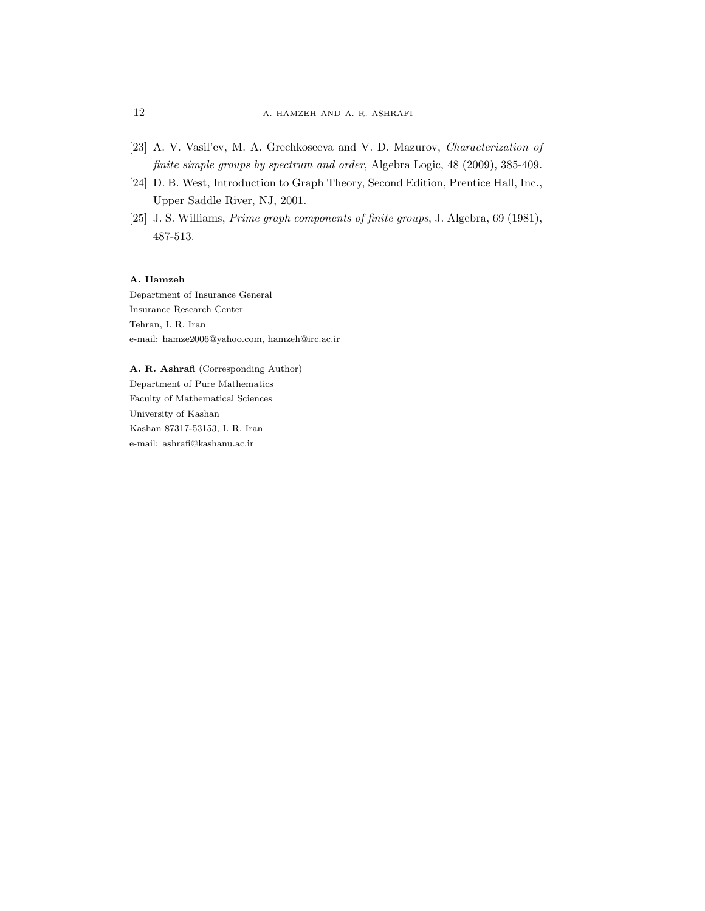[23] A. V. Vasil'ev, M. A. Grechkoseeva and V. D. Mazurov, *Characterization of finite simple groups by spectrum and order*, Algebra Logic, 48 (2009), 385-409.

[24] D. B. West, Introduction to Graph Theory, Second Edition, Prentice Hall, Inc., Upper Saddle River, NJ, 2001.

[25] J. S. Williams, *Prime graph components of finite groups*, J. Algebra, 69 (1981), 487-513.

**A. Hamzeh**
Department of Insurance General
Insurance Research Center
Tehran, I. R. Iran
e-mail: hamze2006@yahoo.com, hamzeh@irc.ac.ir

**A. R. Ashrafi** (Corresponding Author)
Department of Pure Mathematics
Faculty of Mathematical Sciences
University of Kashan
Kashan 87317-53153, I. R. Iran
e-mail: ashrafi@kashanu.ac.ir